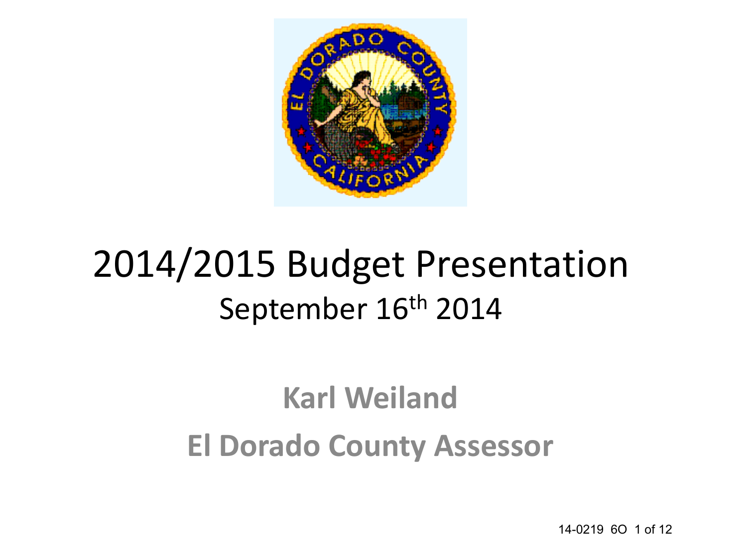# 2014/2015 Budget Presentation

September 16th 2014

**Karl Weiland**

**El Dorado County Assessor**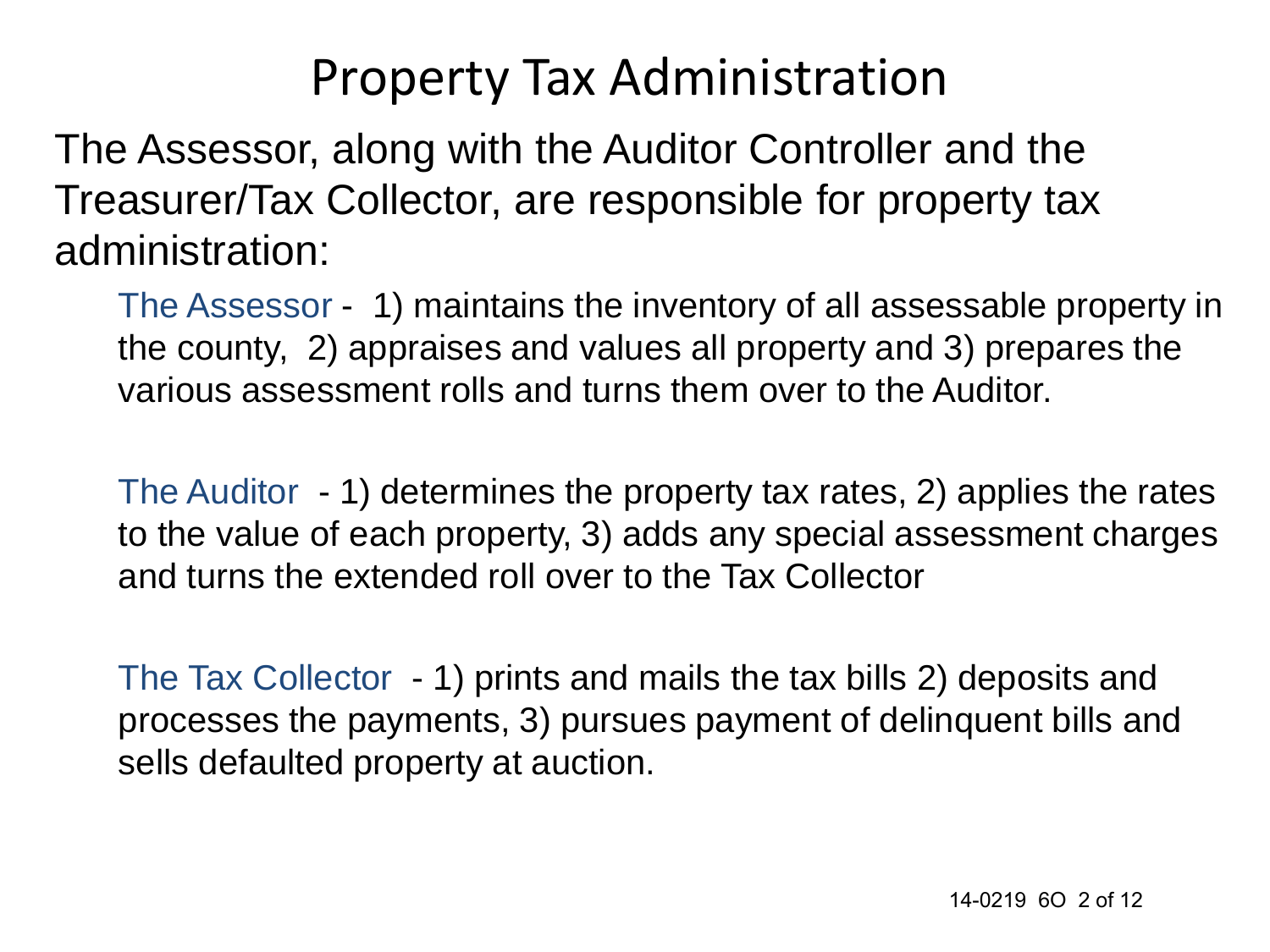# Property Tax Administration

The Assessor, along with the Auditor Controller and the Treasurer/Tax Collector, are responsible for property tax administration:

The Assessor - 1) maintains the inventory of all assessable property in the county, 2) appraises and values all property and 3) prepares the various assessment rolls and turns them over to the Auditor.

The Auditor - 1) determines the property tax rates, 2) applies the rates to the value of each property, 3) adds any special assessment charges and turns the extended roll over to the Tax Collector

The Tax Collector - 1) prints and mails the tax bills 2) deposits and processes the payments, 3) pursues payment of delinquent bills and sells defaulted property at auction.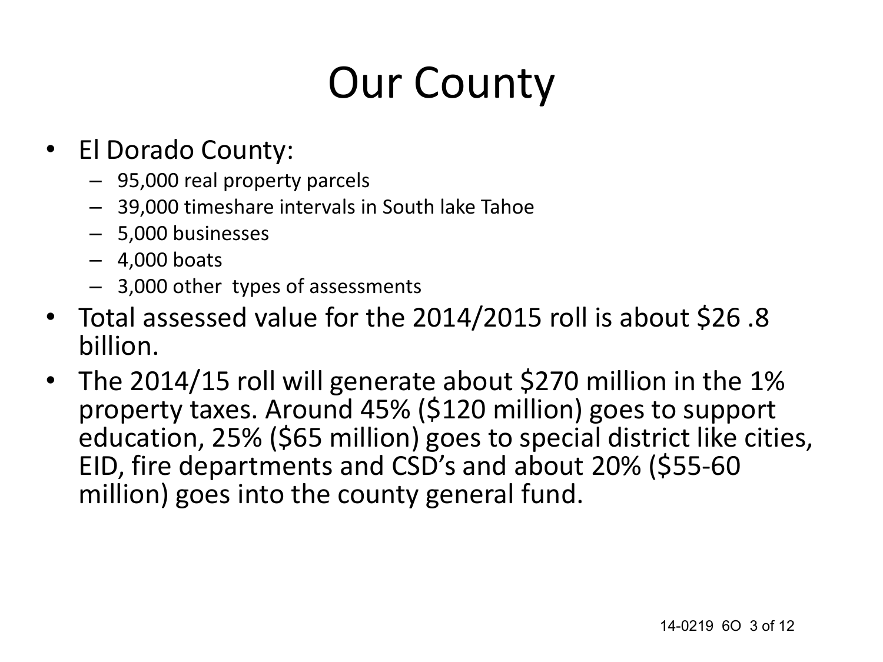# Our County

- El Dorado County:
  - 95,000 real property parcels
  - 39,000 timeshare intervals in South lake Tahoe
  - 5,000 businesses
  - 4,000 boats
  - 3,000 other types of assessments
- Total assessed value for the 2014/2015 roll is about $26 .8 billion.
- The 2014/15 roll will generate about $270 million in the 1% property taxes. Around 45% ($120 million) goes to support education, 25% ($65 million) goes to special district like cities, EID, fire departments and CSD's and about 20% ($55-60 million) goes into the county general fund.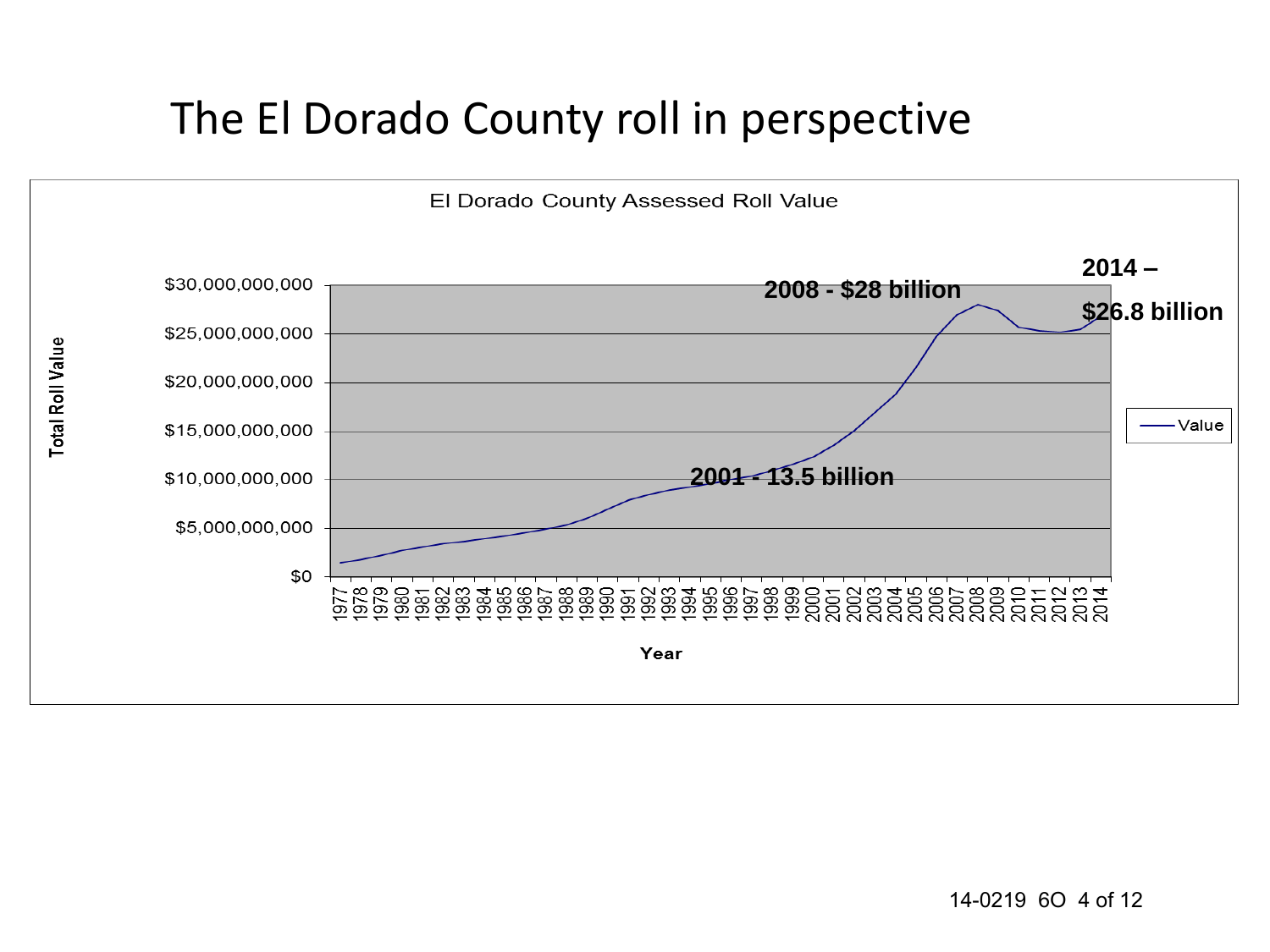# The El Dorado County roll in perspective

El Dorado County Assessed Roll Value

**2008 - $28 billion**

**2014 – $26.8 billion**

**2001 - 13.5 billion**

Total Roll Value: $0, $5,000,000,000, $10,000,000,000, $15,000,000,000, $20,000,000,000, $25,000,000,000, $30,000,000,000

Year: 1977 1978 1979 1980 1981 1982 1983 1984 1985 1986 1987 1988 1989 1990 1991 1992 1993 1994 1995 1996 1997 1998 1999 2000 2001 2002 2003 2004 2005 2006 2007 2008 2009 2010 2011 2012 2013 2014

Value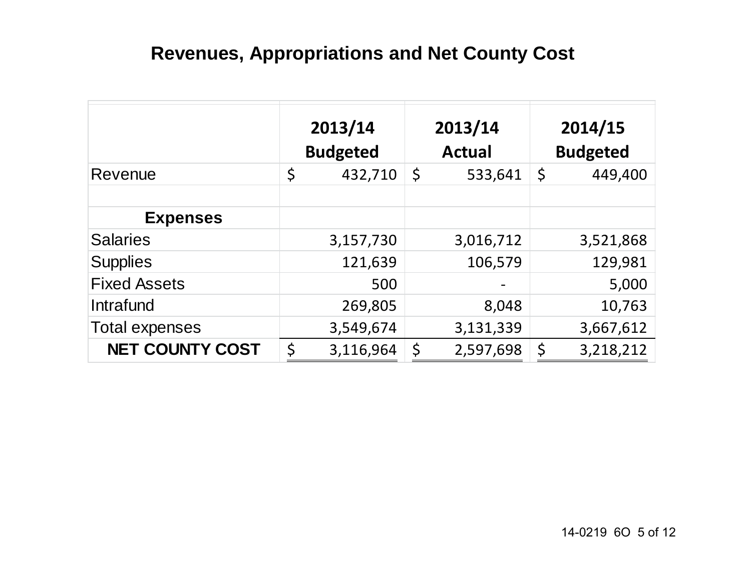# Revenues, Appropriations and Net County Cost

| | 2013/14 Budgeted | 2013/14 Actual | 2014/15 Budgeted |
|---|---|---|---|
| Revenue | $ 432,710 | $ 533,641 | $ 449,400 |
| | | | |
| **Expenses** | | | |
| Salaries | 3,157,730 | 3,016,712 | 3,521,868 |
| Supplies | 121,639 | 106,579 | 129,981 |
| Fixed Assets | 500 | - | 5,000 |
| Intrafund | 269,805 | 8,048 | 10,763 |
| Total expenses | 3,549,674 | 3,131,339 | 3,667,612 |
| **NET COUNTY COST** | $ 3,116,964 | $ 2,597,698 | $ 3,218,212 |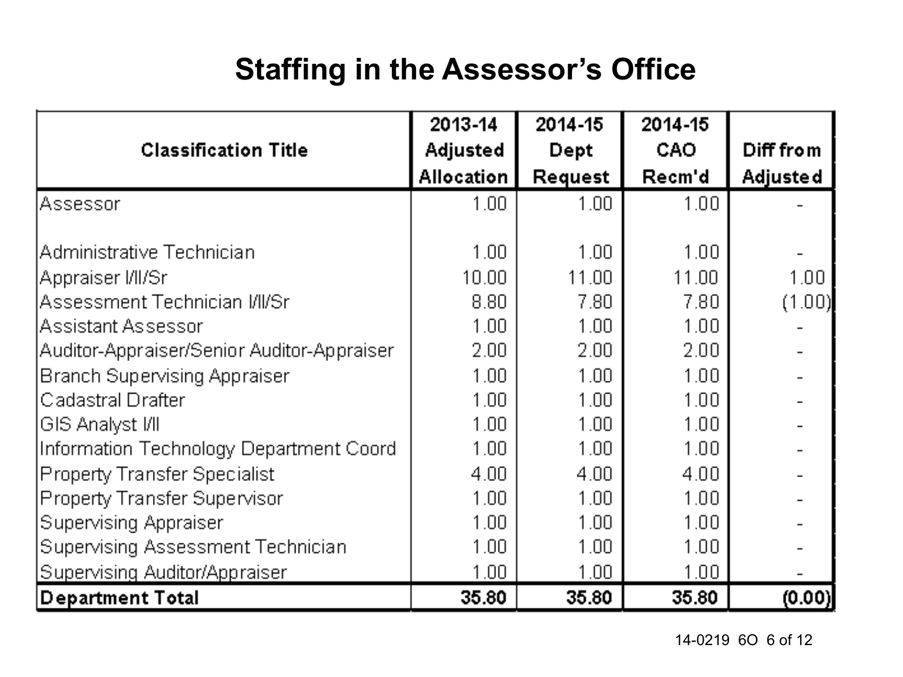# Staffing in the Assessor's Office

| Classification Title | 2013-14 Adjusted Allocation | 2014-15 Dept Request | 2014-15 CAO Recm'd | Diff from Adjusted |
|---|---|---|---|---|
| Assessor | 1.00 | 1.00 | 1.00 | - |
| | | | | |
| Administrative Technician | 1.00 | 1.00 | 1.00 | - |
| Appraiser I/II/Sr | 10.00 | 11.00 | 11.00 | 1.00 |
| Assessment Technician I/II/Sr | 8.80 | 7.80 | 7.80 | (1.00) |
| Assistant Assessor | 1.00 | 1.00 | 1.00 | - |
| Auditor-Appraiser/Senior Auditor-Appraiser | 2.00 | 2.00 | 2.00 | - |
| Branch Supervising Appraiser | 1.00 | 1.00 | 1.00 | - |
| Cadastral Drafter | 1.00 | 1.00 | 1.00 | - |
| GIS Analyst I/II | 1.00 | 1.00 | 1.00 | - |
| Information Technology Department Coord | 1.00 | 1.00 | 1.00 | - |
| Property Transfer Specialist | 4.00 | 4.00 | 4.00 | - |
| Property Transfer Supervisor | 1.00 | 1.00 | 1.00 | - |
| Supervising Appraiser | 1.00 | 1.00 | 1.00 | - |
| Supervising Assessment Technician | 1.00 | 1.00 | 1.00 | - |
| Supervising Auditor/Appraiser | 1.00 | 1.00 | 1.00 | - |
| **Department Total** | **35.80** | **35.80** | **35.80** | **(0.00)** |

14-0219 6O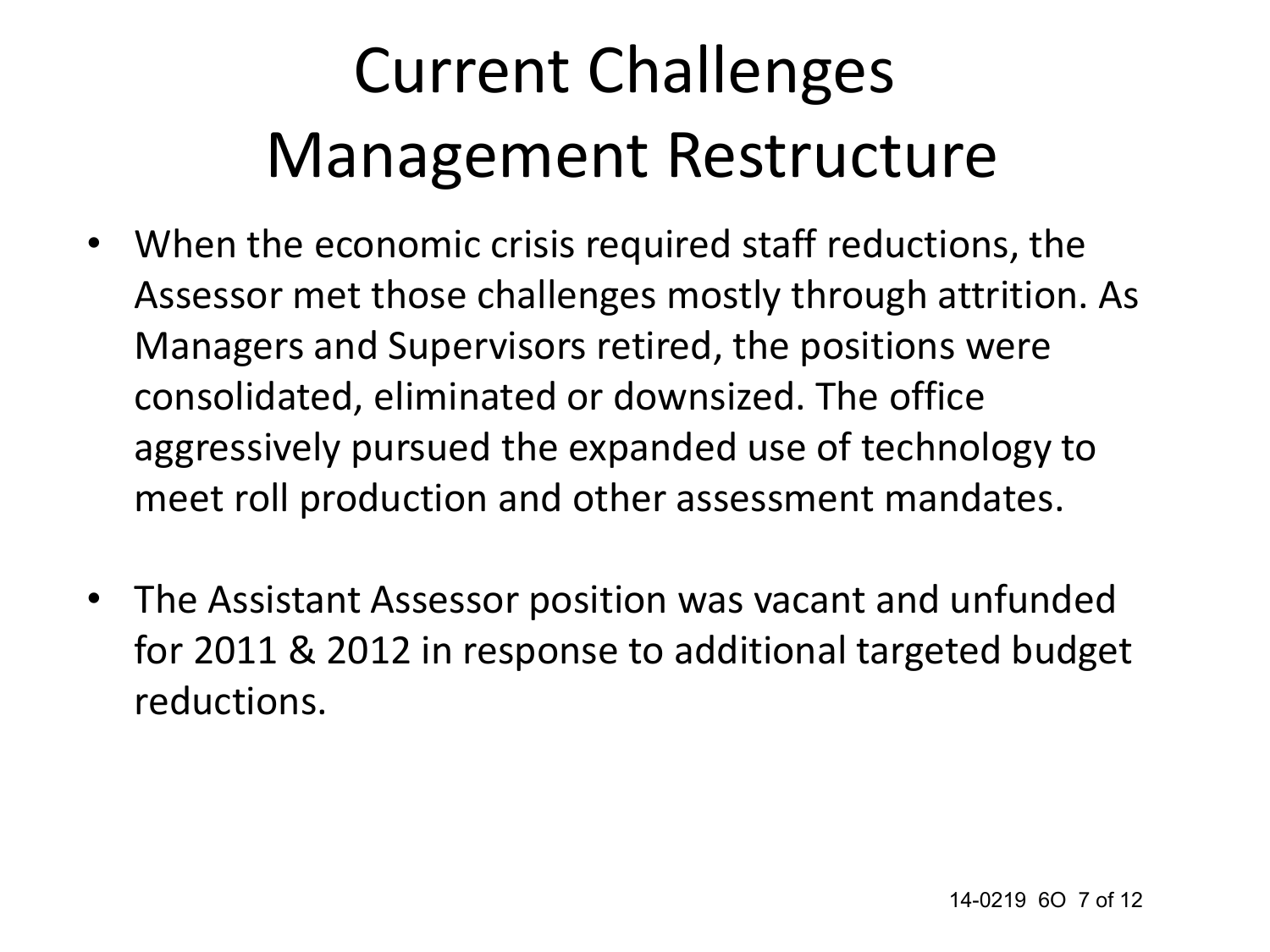# Current Challenges
# Management Restructure

- When the economic crisis required staff reductions, the Assessor met those challenges mostly through attrition. As Managers and Supervisors retired, the positions were consolidated, eliminated or downsized. The office aggressively pursued the expanded use of technology to meet roll production and other assessment mandates.

- The Assistant Assessor position was vacant and unfunded for 2011 & 2012 in response to additional targeted budget reductions.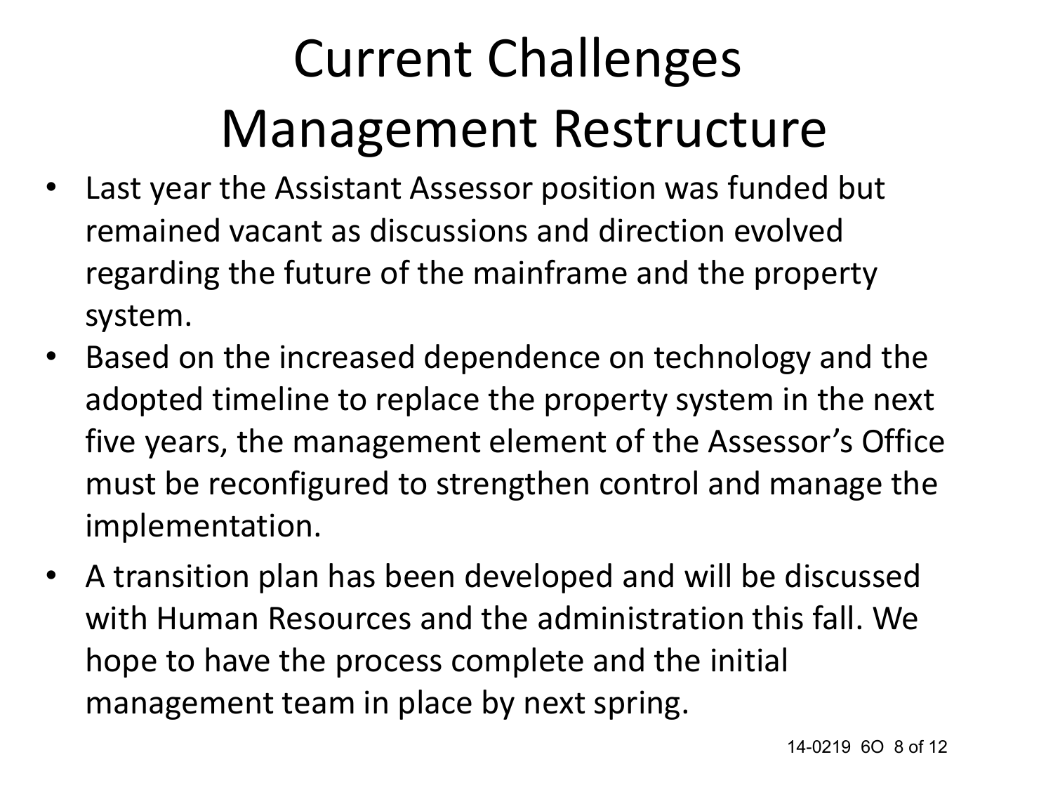# Current Challenges
# Management Restructure

- Last year the Assistant Assessor position was funded but remained vacant as discussions and direction evolved regarding the future of the mainframe and the property system.
- Based on the increased dependence on technology and the adopted timeline to replace the property system in the next five years, the management element of the Assessor's Office must be reconfigured to strengthen control and manage the implementation.
- A transition plan has been developed and will be discussed with Human Resources and the administration this fall. We hope to have the process complete and the initial management team in place by next spring.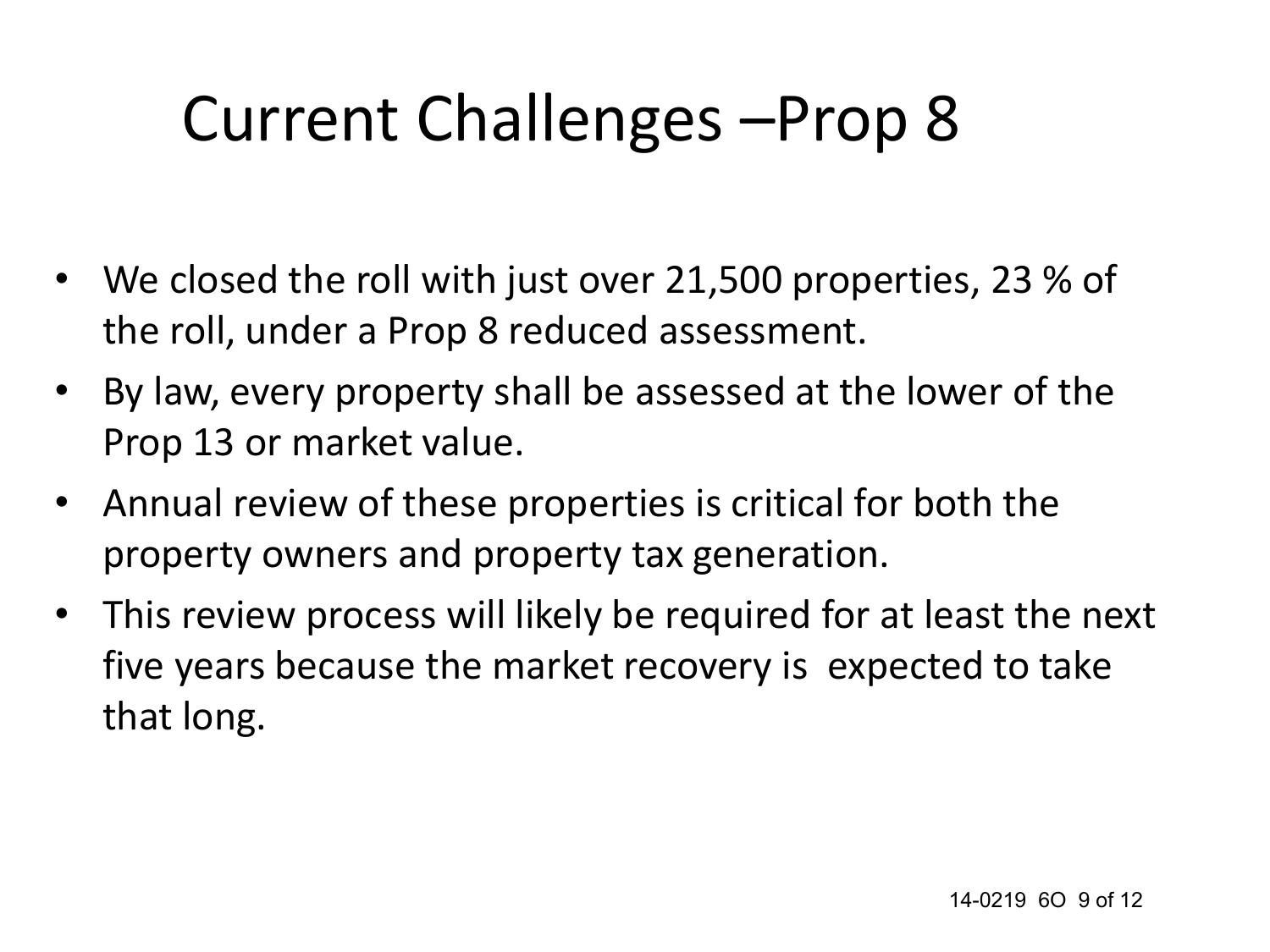# Current Challenges –Prop 8

- We closed the roll with just over 21,500 properties, 23 % of the roll, under a Prop 8 reduced assessment.
- By law, every property shall be assessed at the lower of the Prop 13 or market value.
- Annual review of these properties is critical for both the property owners and property tax generation.
- This review process will likely be required for at least the next five years because the market recovery is expected to take that long.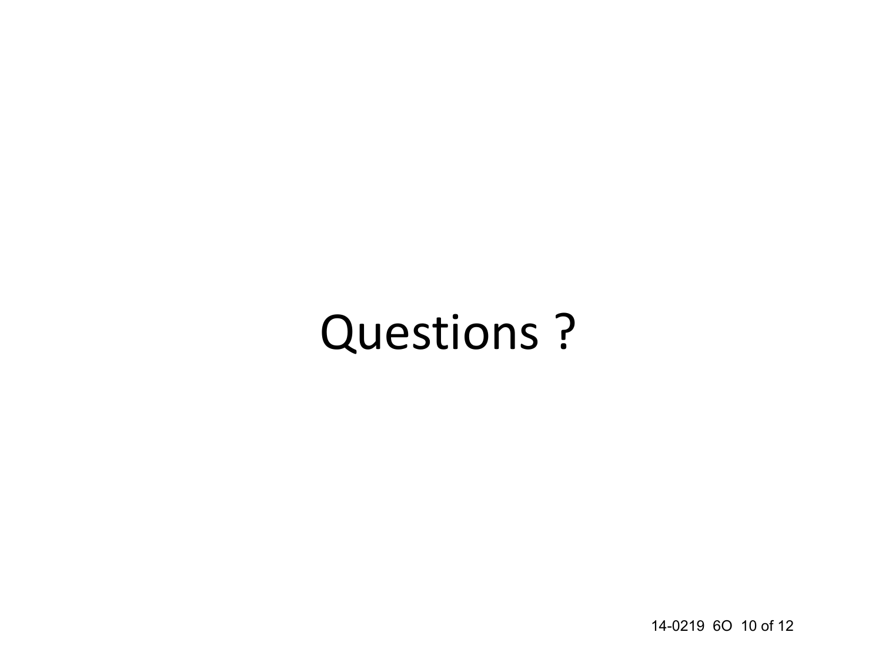Questions ?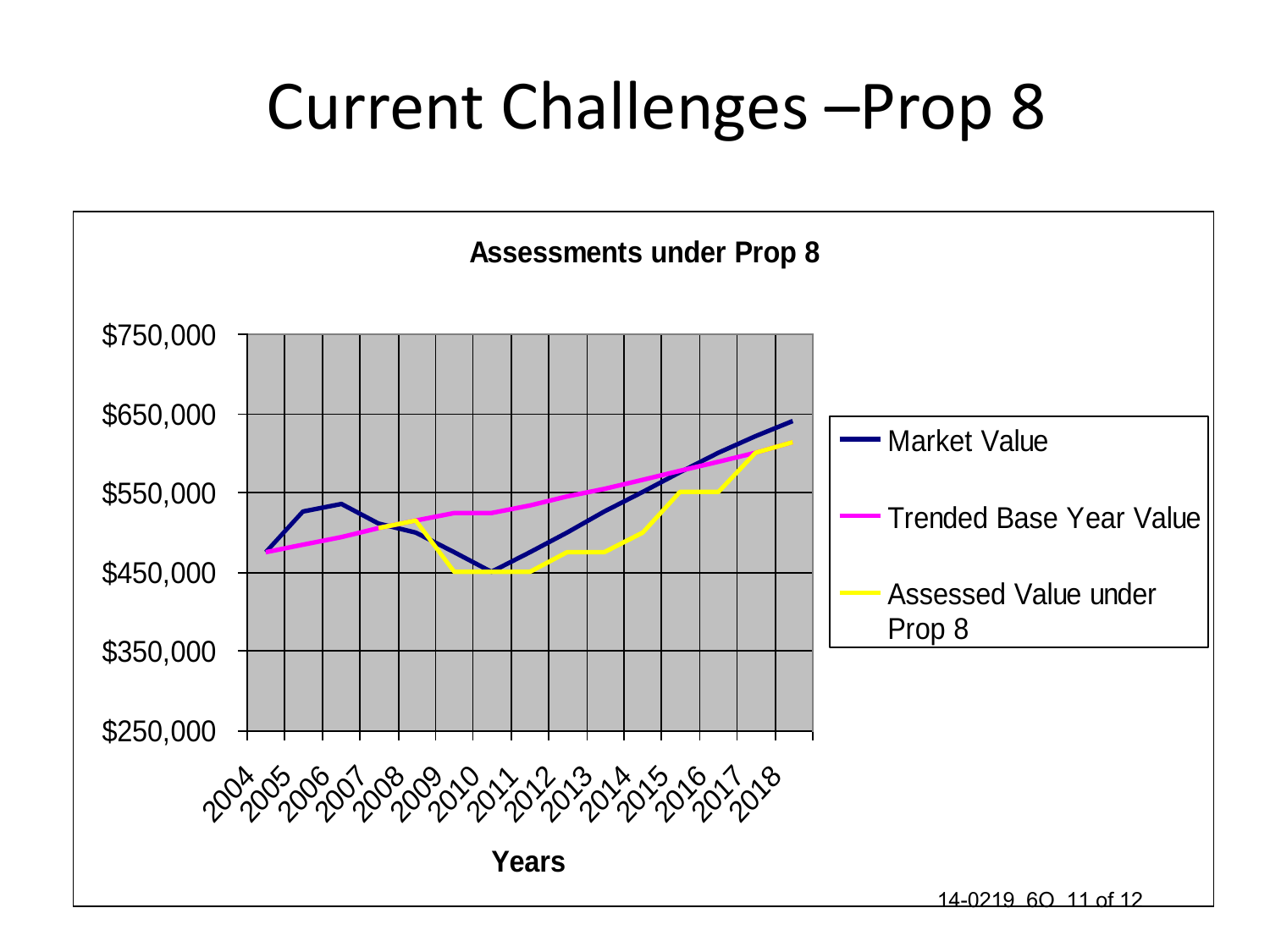# Current Challenges –Prop 8

**Assessments under Prop 8**

$750,000
$650,000
$550,000
$450,000
$350,000
$250,000

2004 2005 2006 2007 2008 2009 2010 2011 2012 2013 2014 2015 2016 2017 2018

**Years**

- Market Value
- Trended Base Year Value
- Assessed Value under Prop 8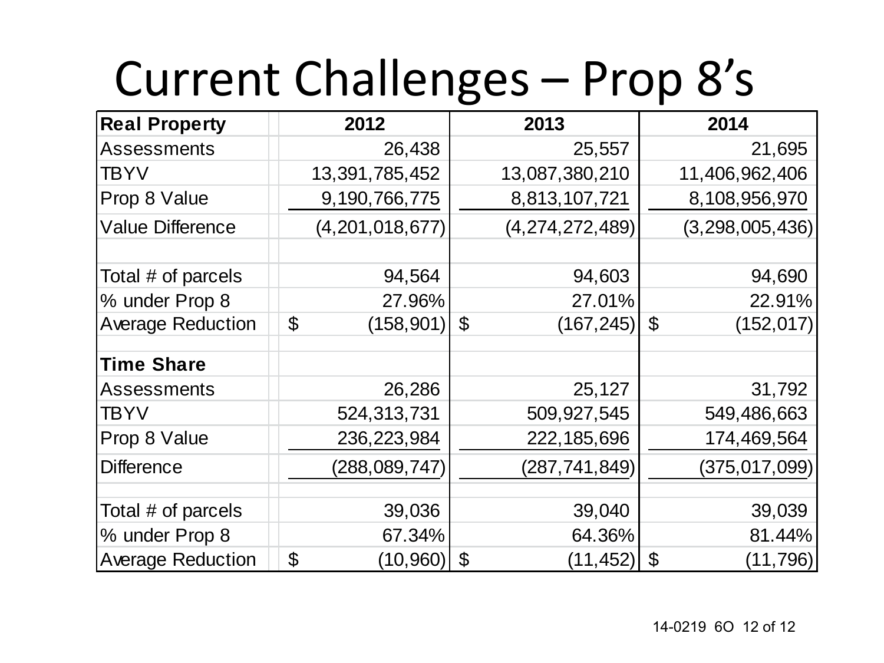# Current Challenges – Prop 8's

| Real Property | 2012 | 2013 | 2014 |
|---|---|---|---|
| Assessments | 26,438 | 25,557 | 21,695 |
| TBYV | 13,391,785,452 | 13,087,380,210 | 11,406,962,406 |
| Prop 8 Value | 9,190,766,775 | 8,813,107,721 | 8,108,956,970 |
| Value Difference | (4,201,018,677) | (4,274,272,489) | (3,298,005,436) |
| | | | |
| Total # of parcels | 94,564 | 94,603 | 94,690 |
| % under Prop 8 | 27.96% | 27.01% | 22.91% |
| Average Reduction | $ (158,901) | $ (167,245) | $ (152,017) |
| | | | |
| **Time Share** | | | |
| Assessments | 26,286 | 25,127 | 31,792 |
| TBYV | 524,313,731 | 509,927,545 | 549,486,663 |
| Prop 8 Value | 236,223,984 | 222,185,696 | 174,469,564 |
| Difference | (288,089,747) | (287,741,849) | (375,017,099) |
| | | | |
| Total # of parcels | 39,036 | 39,040 | 39,039 |
| % under Prop 8 | 67.34% | 64.36% | 81.44% |
| Average Reduction | $ (10,960) | $ (11,452) | $ (11,796) |

14-0219 6O